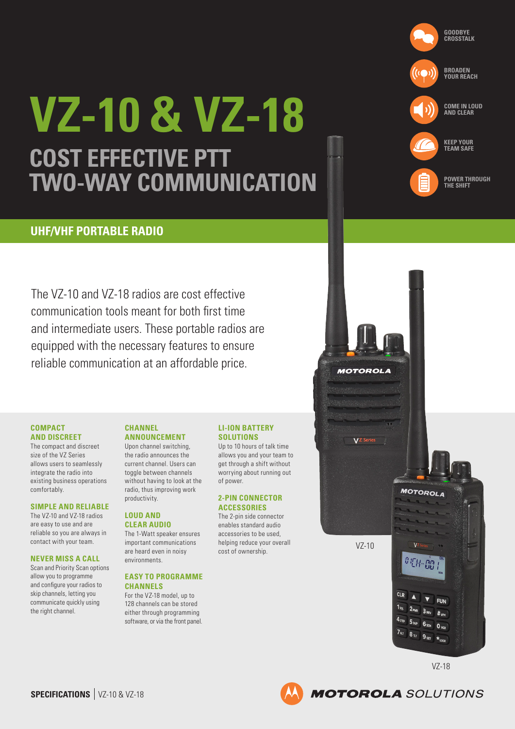# VZ-10 & VZ-18

## COST EFFECTIVE PTT TWO-WAY COMMUNICATION

GOODBYE CROSSTALK

BROADEN YOUR REACH

COME IN LOUD AND CLEAR

KEEP YOUR TEAM SAFE

POWER THROUGH THE SHIFT

### UHF/VHF PORTABLE RADIO

The VZ-10 and VZ-18 radios are cost effective communication tools meant for both first time and intermediate users. These portable radios are equipped with the necessary features to ensure reliable communication at an affordable price.

**COMPACT AND DISCREET**
The compact and discreet size of the VZ Series allows users to seamlessly integrate the radio into existing business operations comfortably.

**SIMPLE AND RELIABLE**
The VZ-10 and VZ-18 radios are easy to use and are reliable so you are always in contact with your team.

**NEVER MISS A CALL**
Scan and Priority Scan options allow you to programme and configure your radios to skip channels, letting you communicate quickly using the right channel.

**CHANNEL ANNOUNCEMENT**
Upon channel switching, the radio announces the current channel. Users can toggle between channels without having to look at the radio, thus improving work productivity.

**LOUD AND CLEAR AUDIO**
The 1-Watt speaker ensures important communications are heard even in noisy environments.

**EASY TO PROGRAMME CHANNELS**
For the VZ-18 model, up to 128 channels can be stored either through programming software, or via the front panel.

**LI-ION BATTERY SOLUTIONS**
Up to 10 hours of talk time allows you and your team to get through a shift without worrying about running out of power.

**2-PIN CONNECTOR ACCESSORIES**
The 2-pin side connector enables standard audio accessories to be used, helping reduce your overall cost of ownership.

VZ-10

VZ-18

**SPECIFICATIONS** | VZ-10 & VZ-18

MOTOROLA SOLUTIONS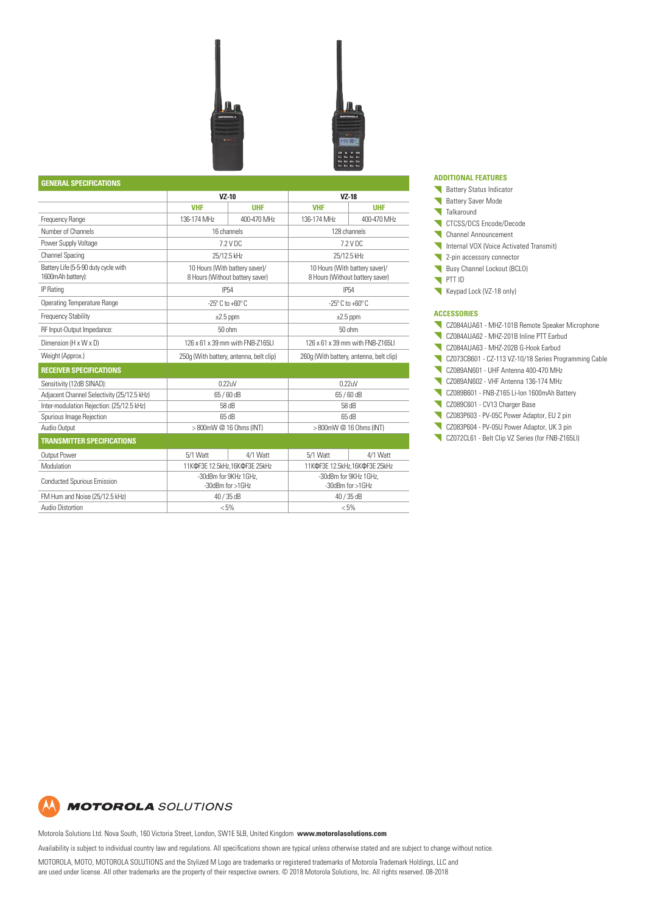## GENERAL SPECIFICATIONS

| | VZ-10 | | VZ-18 | |
|---|---|---|---|---|
| | **VHF** | **UHF** | **VHF** | **UHF** |
| Frequency Range | 136-174 MHz | 400-470 MHz | 136-174 MHz | 400-470 MHz |
| Number of Channels | 16 channels | | 128 channels | |
| Power Supply Voltage | 7.2 V DC | | 7.2 V DC | |
| Channel Spacing | 25/12.5 kHz | | 25/12.5 kHz | |
| Battery Life (5-5-90 duty cycle with 1600mAh battery): | 10 Hours (With battery saver)/ 8 Hours (Without battery saver) | | 10 Hours (With battery saver)/ 8 Hours (Without battery saver) | |
| IP Rating | IP54 | | IP54 | |
| Operating Temperature Range | -25° C to +60° C | | -25° C to +60° C | |
| Frequency Stability | ±2.5 ppm | | ±2.5 ppm | |
| RF Input-Output Impedance: | 50 ohm | | 50 ohm | |
| Dimension (H x W x D) | 126 x 61 x 39 mm with FNB-Z165LI | | 126 x 61 x 39 mm with FNB-Z165LI | |
| Weight (Approx.) | 250g (With battery, antenna, belt clip) | | 260g (With battery, antenna, belt clip) | |
| **RECEIVER SPECIFICATIONS** | | | | |
| Sensitivity (12dB SINAD): | 0.22uV | | 0.22uV | |
| Adjacent Channel Selectivity (25/12.5 kHz) | 65 / 60 dB | | 65 / 60 dB | |
| Inter-modulation Rejection: (25/12.5 kHz) | 58 dB | | 58 dB | |
| Spurious Image Rejection | 65 dB | | 65 dB | |
| Audio Output | > 800mW @ 16 Ohms (INT) | | > 800mW @ 16 Ohms (INT) | |
| **TRANSMITTER SPECIFICATIONS** | | | | |
| Output Power | 5/1 Watt | 4/1 Watt | 5/1 Watt | 4/1 Watt |
| Modulation | 11KΦF3E 12.5kHz,16KΦF3E 25kHz | | 11KΦF3E 12.5kHz,16KΦF3E 25kHz | |
| Conducted Spurious Emission | -30dBm for 9KHz 1GHz, -30dBm for >1GHz | | -30dBm for 9KHz 1GHz, -30dBm for >1GHz | |
| FM Hum and Noise (25/12.5 kHz) | 40 / 35 dB | | 40 / 35 dB | |
| Audio Distortion | <5% | | <5% | |

## ADDITIONAL FEATURES

- Battery Status Indicator
- Battery Saver Mode
- Talkaround
- CTCSS/DCS Encode/Decode
- Channel Announcement
- Internal VOX (Voice Activated Transmit)
- 2-pin accessory connector
- Busy Channel Lockout (BCLO)
- PTT ID
- Keypad Lock (VZ-18 only)

## ACCESSORIES

- CZ084AUA61 - MHZ-101B Remote Speaker Microphone
- CZ084AUA62 - MHZ-201B Inline PTT Earbud
- CZ084AUA63 - MHZ-202B G-Hook Earbud
- CZ073CB601 - CZ-113 VZ-10/18 Series Programming Cable
- CZ089AN601 - UHF Antenna 400-470 MHz
- CZ089AN602 - VHF Antenna 136-174 MHz
- CZ089B601 - FNB-Z165 Li-Ion 1600mAh Battery
- CZ089C601 - CV13 Charger Base
- CZ083P603 - PV-05C Power Adaptor, EU 2 pin
- CZ083P604 - PV-05U Power Adaptor, UK 3 pin
- CZ072CL61 - Belt Clip VZ Series (for FNB-Z165LI)

**MOTOROLA** SOLUTIONS

Motorola Solutions Ltd. Nova South, 160 Victoria Street, London, SW1E 5LB, United Kingdom **www.motorolasolutions.com**

Availability is subject to individual country law and regulations. All specifications shown are typical unless otherwise stated and are subject to change without notice.

MOTOROLA, MOTO, MOTOROLA SOLUTIONS and the Stylized M Logo are trademarks or registered trademarks of Motorola Trademark Holdings, LLC and are used under license. All other trademarks are the property of their respective owners. © 2018 Motorola Solutions, Inc. All rights reserved. 08-2018